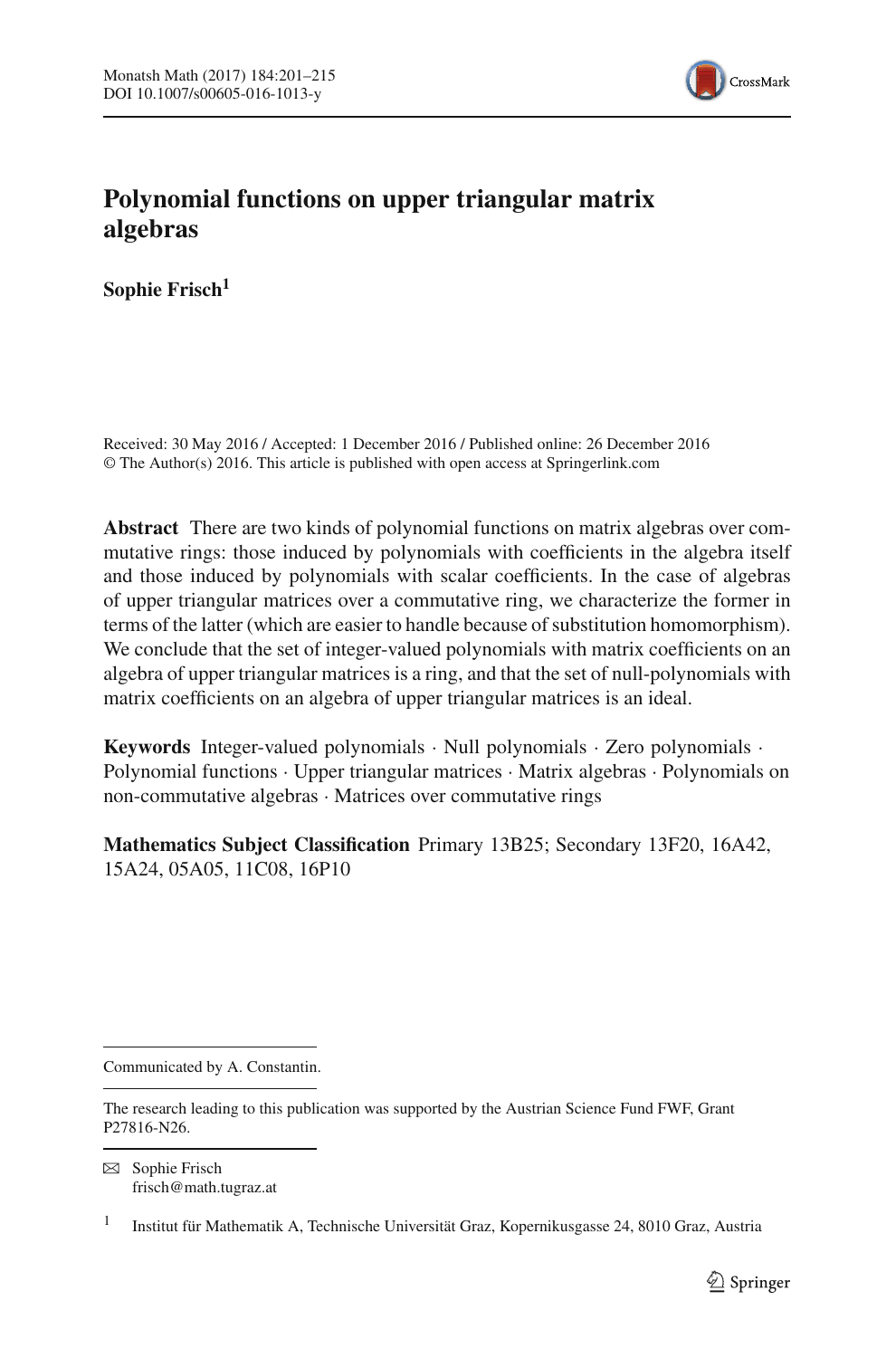# Polynomial functions on upper triangular matrix algebras

**Sophie Frisch**[1]

Received: 30 May 2016 / Accepted: 1 December 2016 / Published online: 26 December 2016
© The Author(s) 2016. This article is published with open access at Springerlink.com

**Abstract** There are two kinds of polynomial functions on matrix algebras over commutative rings: those induced by polynomials with coefficients in the algebra itself and those induced by polynomials with scalar coefficients. In the case of algebras of upper triangular matrices over a commutative ring, we characterize the former in terms of the latter (which are easier to handle because of substitution homomorphism). We conclude that the set of integer-valued polynomials with matrix coefficients on an algebra of upper triangular matrices is a ring, and that the set of null-polynomials with matrix coefficients on an algebra of upper triangular matrices is an ideal.

**Keywords** Integer-valued polynomials · Null polynomials · Zero polynomials · Polynomial functions · Upper triangular matrices · Matrix algebras · Polynomials on non-commutative algebras · Matrices over commutative rings

**Mathematics Subject Classification** Primary 13B25; Secondary 13F20, 16A42, 15A24, 05A05, 11C08, 16P10

---

Communicated by A. Constantin.

The research leading to this publication was supported by the Austrian Science Fund FWF, Grant P27816-N26.

✉ Sophie Frisch
frisch@math.tugraz.at

[1] Institut für Mathematik A, Technische Universität Graz, Kopernikusgasse 24, 8010 Graz, Austria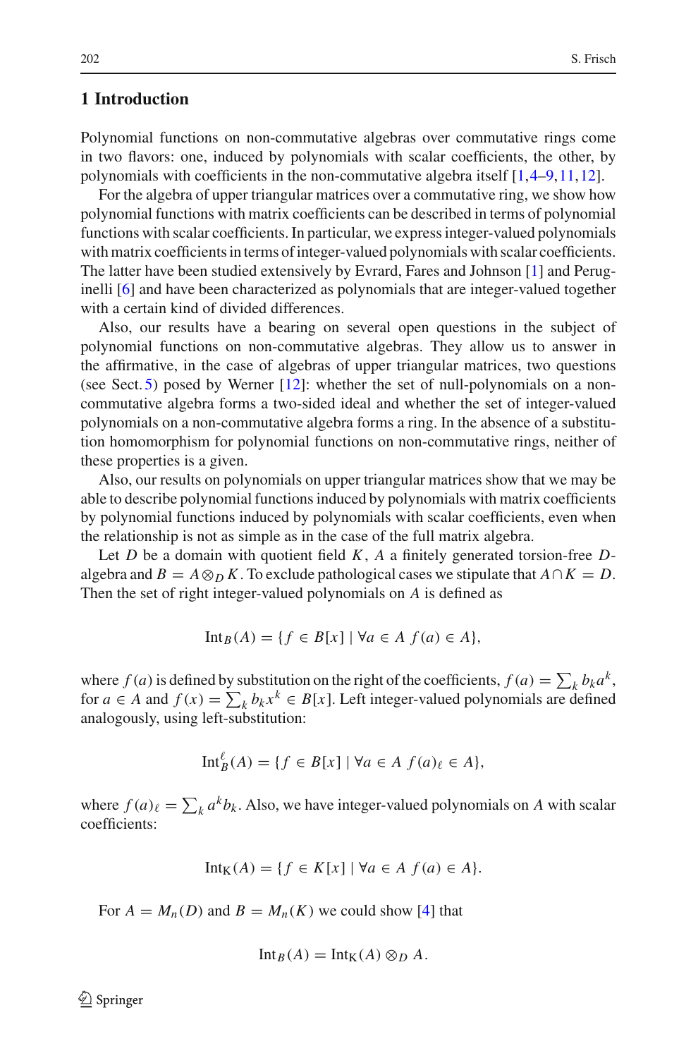## 1 Introduction

Polynomial functions on non-commutative algebras over commutative rings come in two flavors: one, induced by polynomials with scalar coefficients, the other, by polynomials with coefficients in the non-commutative algebra itself [1,4–9,11,12].

For the algebra of upper triangular matrices over a commutative ring, we show how polynomial functions with matrix coefficients can be described in terms of polynomial functions with scalar coefficients. In particular, we express integer-valued polynomials with matrix coefficients in terms of integer-valued polynomials with scalar coefficients. The latter have been studied extensively by Evrard, Fares and Johnson [1] and Peruginelli [6] and have been characterized as polynomials that are integer-valued together with a certain kind of divided differences.

Also, our results have a bearing on several open questions in the subject of polynomial functions on non-commutative algebras. They allow us to answer in the affirmative, in the case of algebras of upper triangular matrices, two questions (see Sect. 5) posed by Werner [12]: whether the set of null-polynomials on a non-commutative algebra forms a two-sided ideal and whether the set of integer-valued polynomials on a non-commutative algebra forms a ring. In the absence of a substitution homomorphism for polynomial functions on non-commutative rings, neither of these properties is a given.

Also, our results on polynomials on upper triangular matrices show that we may be able to describe polynomial functions induced by polynomials with matrix coefficients by polynomial functions induced by polynomials with scalar coefficients, even when the relationship is not as simple as in the case of the full matrix algebra.

Let $D$ be a domain with quotient field $K$, $A$ a finitely generated torsion-free $D$-algebra and $B = A \otimes_D K$. To exclude pathological cases we stipulate that $A \cap K = D$. Then the set of right integer-valued polynomials on $A$ is defined as

$$\mathrm{Int}_B(A) = \{f \in B[x] \mid \forall a \in A \; f(a) \in A\},$$

where $f(a)$ is defined by substitution on the right of the coefficients, $f(a) = \sum_k b_k a^k$, for $a \in A$ and $f(x) = \sum_k b_k x^k \in B[x]$. Left integer-valued polynomials are defined analogously, using left-substitution:

$$\mathrm{Int}_B^{\ell}(A) = \{f \in B[x] \mid \forall a \in A \; f(a)_{\ell} \in A\},$$

where $f(a)_{\ell} = \sum_k a^k b_k$. Also, we have integer-valued polynomials on $A$ with scalar coefficients:

$$\mathrm{Int}_{\mathrm{K}}(A) = \{f \in K[x] \mid \forall a \in A \; f(a) \in A\}.$$

For $A = M_n(D)$ and $B = M_n(K)$ we could show [4] that

$$\mathrm{Int}_B(A) = \mathrm{Int}_{\mathrm{K}}(A) \otimes_D A.$$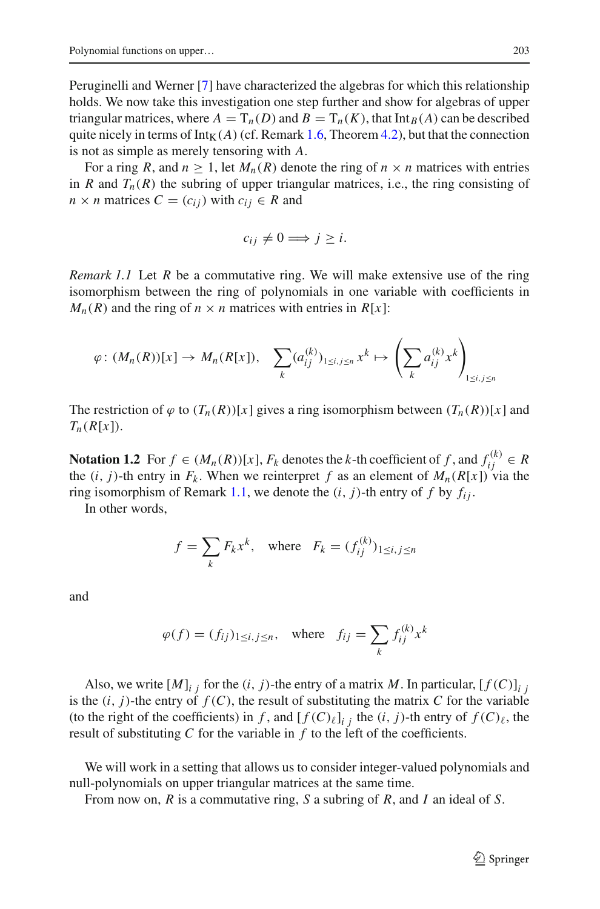Peruginelli and Werner [7] have characterized the algebras for which this relationship holds. We now take this investigation one step further and show for algebras of upper triangular matrices, where $A = \mathrm{T}_n(D)$ and $B = \mathrm{T}_n(K)$, that $\mathrm{Int}_B(A)$ can be described quite nicely in terms of $\mathrm{Int}_K(A)$ (cf. Remark 1.6, Theorem 4.2), but that the connection is not as simple as merely tensoring with $A$.

For a ring $R$, and $n \geq 1$, let $M_n(R)$ denote the ring of $n \times n$ matrices with entries in $R$ and $T_n(R)$ the subring of upper triangular matrices, i.e., the ring consisting of $n \times n$ matrices $C = (c_{ij})$ with $c_{ij} \in R$ and

$$c_{ij} \neq 0 \Longrightarrow j \geq i.$$

*Remark 1.1* Let $R$ be a commutative ring. We will make extensive use of the ring isomorphism between the ring of polynomials in one variable with coefficients in $M_n(R)$ and the ring of $n \times n$ matrices with entries in $R[x]$:

$$\varphi \colon (M_n(R))[x] \to M_n(R[x]), \quad \sum_k (a_{ij}^{(k)})_{1 \leq i,j \leq n} x^k \mapsto \left( \sum_k a_{ij}^{(k)} x^k \right)_{1 \leq i,j \leq n}$$

The restriction of $\varphi$ to $(T_n(R))[x]$ gives a ring isomorphism between $(T_n(R))[x]$ and $T_n(R[x])$.

**Notation 1.2** For $f \in (M_n(R))[x]$, $F_k$ denotes the $k$-th coefficient of $f$, and $f_{ij}^{(k)} \in R$ the $(i, j)$-th entry in $F_k$. When we reinterpret $f$ as an element of $M_n(R[x])$ via the ring isomorphism of Remark 1.1, we denote the $(i, j)$-th entry of $f$ by $f_{ij}$.

In other words,

$$f = \sum_k F_k x^k, \quad \text{where} \quad F_k = (f_{ij}^{(k)})_{1 \leq i,j \leq n}$$

and

$$\varphi(f) = (f_{ij})_{1 \leq i,j \leq n}, \quad \text{where} \quad f_{ij} = \sum_k f_{ij}^{(k)} x^k$$

Also, we write $[M]_{i\,j}$ for the $(i, j)$-the entry of a matrix $M$. In particular, $[f(C)]_{i\,j}$ is the $(i, j)$-the entry of $f(C)$, the result of substituting the matrix $C$ for the variable (to the right of the coefficients) in $f$, and $[f(C)_\ell]_{i\,j}$ the $(i, j)$-th entry of $f(C)_\ell$, the result of substituting $C$ for the variable in $f$ to the left of the coefficients.

We will work in a setting that allows us to consider integer-valued polynomials and null-polynomials on upper triangular matrices at the same time.

From now on, $R$ is a commutative ring, $S$ a subring of $R$, and $I$ an ideal of $S$.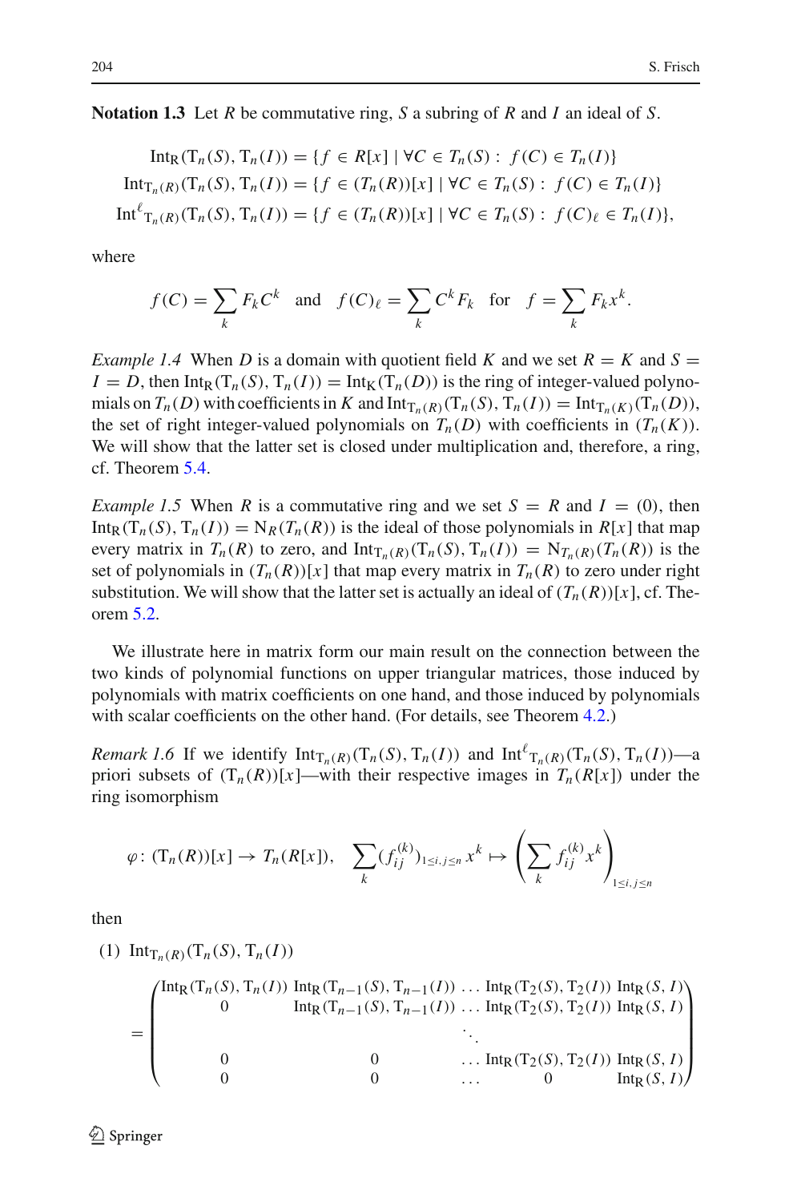**Notation 1.3** Let $R$ be commutative ring, $S$ a subring of $R$ and $I$ an ideal of $S$.

$$\begin{aligned}
\mathrm{Int_R}(\mathrm{T}_n(S), \mathrm{T}_n(I)) &= \{f \in R[x] \mid \forall C \in T_n(S) : \; f(C) \in T_n(I)\} \\
\mathrm{Int}_{\mathrm{T}_n(R)}(\mathrm{T}_n(S), \mathrm{T}_n(I)) &= \{f \in (T_n(R))[x] \mid \forall C \in T_n(S) : \; f(C) \in T_n(I)\} \\
\mathrm{Int}^{\ell}{}_{\mathrm{T}_n(R)}(\mathrm{T}_n(S), \mathrm{T}_n(I)) &= \{f \in (T_n(R))[x] \mid \forall C \in T_n(S) : \; f(C)_\ell \in T_n(I)\},
\end{aligned}$$

where

$$f(C) = \sum_k F_k C^k \quad \text{and} \quad f(C)_\ell = \sum_k C^k F_k \quad \text{for} \quad f = \sum_k F_k x^k.$$

*Example 1.4* When $D$ is a domain with quotient field $K$ and we set $R = K$ and $S = I = D$, then $\mathrm{Int_R}(\mathrm{T}_n(S), \mathrm{T}_n(I)) = \mathrm{Int_K}(\mathrm{T}_n(D))$ is the ring of integer-valued polynomials on $T_n(D)$ with coefficients in $K$ and $\mathrm{Int}_{\mathrm{T}_n(R)}(\mathrm{T}_n(S), \mathrm{T}_n(I)) = \mathrm{Int}_{\mathrm{T}_n(K)}(\mathrm{T}_n(D))$, the set of right integer-valued polynomials on $T_n(D)$ with coefficients in $(T_n(K))$. We will show that the latter set is closed under multiplication and, therefore, a ring, cf. Theorem 5.4.

*Example 1.5* When $R$ is a commutative ring and we set $S = R$ and $I = (0)$, then $\mathrm{Int_R}(\mathrm{T}_n(S), \mathrm{T}_n(I)) = \mathrm{N}_R(T_n(R))$ is the ideal of those polynomials in $R[x]$ that map every matrix in $T_n(R)$ to zero, and $\mathrm{Int}_{\mathrm{T}_n(R)}(\mathrm{T}_n(S), \mathrm{T}_n(I)) = \mathrm{N}_{T_n(R)}(T_n(R))$ is the set of polynomials in $(T_n(R))[x]$ that map every matrix in $T_n(R)$ to zero under right substitution. We will show that the latter set is actually an ideal of $(T_n(R))[x]$, cf. Theorem 5.2.

We illustrate here in matrix form our main result on the connection between the two kinds of polynomial functions on upper triangular matrices, those induced by polynomials with matrix coefficients on one hand, and those induced by polynomials with scalar coefficients on the other hand. (For details, see Theorem 4.2.)

*Remark 1.6* If we identify $\mathrm{Int}_{\mathrm{T}_n(R)}(\mathrm{T}_n(S), \mathrm{T}_n(I))$ and $\mathrm{Int}^{\ell}{}_{\mathrm{T}_n(R)}(\mathrm{T}_n(S), \mathrm{T}_n(I))$—a priori subsets of $(\mathrm{T}_n(R))[x]$—with their respective images in $T_n(R[x])$ under the ring isomorphism

$$\varphi\colon (\mathrm{T}_n(R))[x] \to T_n(R[x]), \quad \sum_k (f_{ij}^{(k)})_{1 \le i,j \le n}\, x^k \mapsto \left( \sum_k f_{ij}^{(k)} x^k \right)_{1 \le i,j \le n}$$

then

(1) $\mathrm{Int}_{\mathrm{T}_n(R)}(\mathrm{T}_n(S), \mathrm{T}_n(I))$

$$= \begin{pmatrix}
\mathrm{Int_R}(\mathrm{T}_n(S), \mathrm{T}_n(I)) & \mathrm{Int_R}(\mathrm{T}_{n-1}(S), \mathrm{T}_{n-1}(I)) & \ldots & \mathrm{Int_R}(\mathrm{T}_2(S), \mathrm{T}_2(I)) & \mathrm{Int_R}(S, I) \\
0 & \mathrm{Int_R}(\mathrm{T}_{n-1}(S), \mathrm{T}_{n-1}(I)) & \ldots & \mathrm{Int_R}(\mathrm{T}_2(S), \mathrm{T}_2(I)) & \mathrm{Int_R}(S, I) \\
 & & \ddots & & \\
0 & 0 & \ldots & \mathrm{Int_R}(\mathrm{T}_2(S), \mathrm{T}_2(I)) & \mathrm{Int_R}(S, I) \\
0 & 0 & \ldots & 0 & \mathrm{Int_R}(S, I)
\end{pmatrix}$$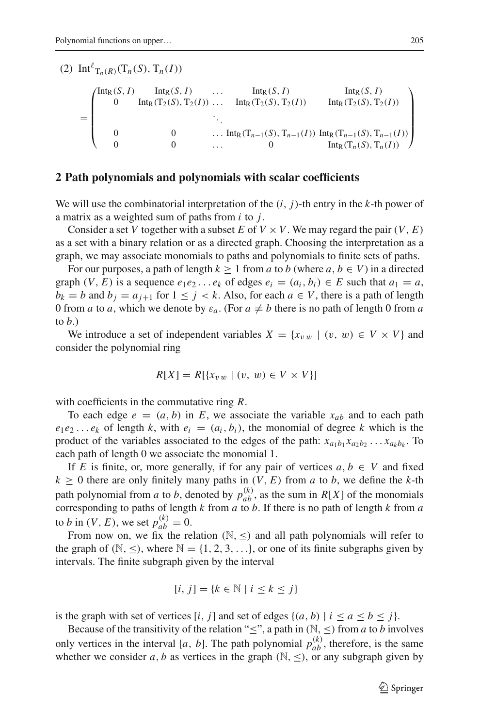(2) $\mathrm{Int}^{\ell}_{\mathrm{T}_n(R)}(\mathrm{T}_n(S), \mathrm{T}_n(I))$

$$
= \begin{pmatrix}
\mathrm{Int}_{\mathrm{R}}(S, I) & \mathrm{Int}_{\mathrm{R}}(S, I) & \dots & \mathrm{Int}_{\mathrm{R}}(S, I) & \mathrm{Int}_{\mathrm{R}}(S, I) \\
0 & \mathrm{Int}_{\mathrm{R}}(\mathrm{T}_2(S), \mathrm{T}_2(I)) & \dots & \mathrm{Int}_{\mathrm{R}}(\mathrm{T}_2(S), \mathrm{T}_2(I)) & \mathrm{Int}_{\mathrm{R}}(\mathrm{T}_2(S), \mathrm{T}_2(I)) \\
 & & \ddots & & \\
0 & 0 & \dots & \mathrm{Int}_{\mathrm{R}}(\mathrm{T}_{n-1}(S), \mathrm{T}_{n-1}(I)) & \mathrm{Int}_{\mathrm{R}}(\mathrm{T}_{n-1}(S), \mathrm{T}_{n-1}(I)) \\
0 & 0 & \dots & 0 & \mathrm{Int}_{\mathrm{R}}(\mathrm{T}_n(S), \mathrm{T}_n(I))
\end{pmatrix}
$$

## 2 Path polynomials and polynomials with scalar coefficients

We will use the combinatorial interpretation of the $(i, j)$-th entry in the $k$-th power of a matrix as a weighted sum of paths from $i$ to $j$.

Consider a set $V$ together with a subset $E$ of $V \times V$. We may regard the pair $(V, E)$ as a set with a binary relation or as a directed graph. Choosing the interpretation as a graph, we may associate monomials to paths and polynomials to finite sets of paths.

For our purposes, a path of length $k \geq 1$ from $a$ to $b$ (where $a, b \in V$) in a directed graph $(V, E)$ is a sequence $e_1 e_2 \dots e_k$ of edges $e_i = (a_i, b_i) \in E$ such that $a_1 = a$, $b_k = b$ and $b_j = a_{j+1}$ for $1 \leq j < k$. Also, for each $a \in V$, there is a path of length 0 from $a$ to $a$, which we denote by $\varepsilon_a$. (For $a \neq b$ there is no path of length 0 from $a$ to $b$.)

We introduce a set of independent variables $X = \{x_{v\,w} \mid (v, w) \in V \times V\}$ and consider the polynomial ring

$$R[X] = R[\{x_{v\,w} \mid (v, w) \in V \times V\}]$$

with coefficients in the commutative ring $R$.

To each edge $e = (a, b)$ in $E$, we associate the variable $x_{ab}$ and to each path $e_1 e_2 \dots e_k$ of length $k$, with $e_i = (a_i, b_i)$, the monomial of degree $k$ which is the product of the variables associated to the edges of the path: $x_{a_1 b_1} x_{a_2 b_2} \dots x_{a_k b_k}$. To each path of length 0 we associate the monomial 1.

If $E$ is finite, or, more generally, if for any pair of vertices $a, b \in V$ and fixed $k \geq 0$ there are only finitely many paths in $(V, E)$ from $a$ to $b$, we define the $k$-th path polynomial from $a$ to $b$, denoted by $p_{ab}^{(k)}$, as the sum in $R[X]$ of the monomials corresponding to paths of length $k$ from $a$ to $b$. If there is no path of length $k$ from $a$ to $b$ in $(V, E)$, we set $p_{ab}^{(k)} = 0$.

From now on, we fix the relation $(\mathbb{N}, \leq)$ and all path polynomials will refer to the graph of $(\mathbb{N}, \leq)$, where $\mathbb{N} = \{1, 2, 3, \dots\}$, or one of its finite subgraphs given by intervals. The finite subgraph given by the interval

$$[i, j] = \{k \in \mathbb{N} \mid i \leq k \leq j\}$$

is the graph with set of vertices $[i, j]$ and set of edges $\{(a, b) \mid i \leq a \leq b \leq j\}$.

Because of the transitivity of the relation "$\leq$", a path in $(\mathbb{N}, \leq)$ from $a$ to $b$ involves only vertices in the interval $[a, b]$. The path polynomial $p_{ab}^{(k)}$, therefore, is the same whether we consider $a, b$ as vertices in the graph $(\mathbb{N}, \leq)$, or any subgraph given by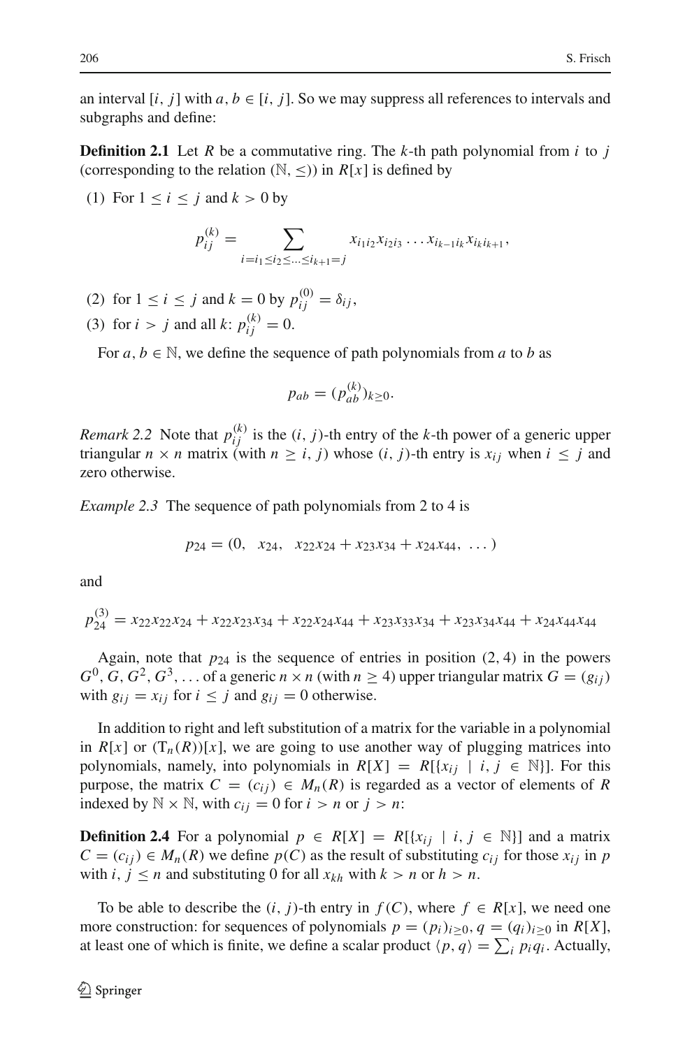an interval $[i, j]$ with $a, b \in [i, j]$. So we may suppress all references to intervals and subgraphs and define:

**Definition 2.1** Let $R$ be a commutative ring. The $k$-th path polynomial from $i$ to $j$ (corresponding to the relation $(\mathbb{N}, \leq)$) in $R[x]$ is defined by

(1) For $1 \leq i \leq j$ and $k > 0$ by

$$p_{ij}^{(k)} = \sum_{i=i_1 \leq i_2 \leq \ldots \leq i_{k+1}=j} x_{i_1 i_2} x_{i_2 i_3} \ldots x_{i_{k-1} i_k} x_{i_k i_{k+1}},$$

(2) for $1 \leq i \leq j$ and $k = 0$ by $p_{ij}^{(0)} = \delta_{ij}$,

(3) for $i > j$ and all $k$: $p_{ij}^{(k)} = 0$.

For $a, b \in \mathbb{N}$, we define the sequence of path polynomials from $a$ to $b$ as

$$p_{ab} = (p_{ab}^{(k)})_{k \geq 0}.$$

*Remark 2.2* Note that $p_{ij}^{(k)}$ is the $(i, j)$-th entry of the $k$-th power of a generic upper triangular $n \times n$ matrix (with $n \geq i, j$) whose $(i, j)$-th entry is $x_{ij}$ when $i \leq j$ and zero otherwise.

*Example 2.3* The sequence of path polynomials from 2 to 4 is

$$p_{24} = (0, \;\; x_{24}, \;\; x_{22}x_{24} + x_{23}x_{34} + x_{24}x_{44}, \; \ldots)$$

and

$$p_{24}^{(3)} = x_{22}x_{22}x_{24} + x_{22}x_{23}x_{34} + x_{22}x_{24}x_{44} + x_{23}x_{33}x_{34} + x_{23}x_{34}x_{44} + x_{24}x_{44}x_{44}$$

Again, note that $p_{24}$ is the sequence of entries in position $(2, 4)$ in the powers $G^0, G, G^2, G^3, \ldots$ of a generic $n \times n$ (with $n \geq 4$) upper triangular matrix $G = (g_{ij})$ with $g_{ij} = x_{ij}$ for $i \leq j$ and $g_{ij} = 0$ otherwise.

In addition to right and left substitution of a matrix for the variable in a polynomial in $R[x]$ or $(\mathrm{T}_n(R))[x]$, we are going to use another way of plugging matrices into polynomials, namely, into polynomials in $R[X] = R[\{x_{ij} \mid i, j \in \mathbb{N}\}]$. For this purpose, the matrix $C = (c_{ij}) \in M_n(R)$ is regarded as a vector of elements of $R$ indexed by $\mathbb{N} \times \mathbb{N}$, with $c_{ij} = 0$ for $i > n$ or $j > n$:

**Definition 2.4** For a polynomial $p \in R[X] = R[\{x_{ij} \mid i, j \in \mathbb{N}\}]$ and a matrix $C = (c_{ij}) \in M_n(R)$ we define $p(C)$ as the result of substituting $c_{ij}$ for those $x_{ij}$ in $p$ with $i, j \leq n$ and substituting 0 for all $x_{kh}$ with $k > n$ or $h > n$.

To be able to describe the $(i, j)$-th entry in $f(C)$, where $f \in R[x]$, we need one more construction: for sequences of polynomials $p = (p_i)_{i \geq 0}$, $q = (q_i)_{i \geq 0}$ in $R[X]$, at least one of which is finite, we define a scalar product $\langle p, q \rangle = \sum_i p_i q_i$. Actually,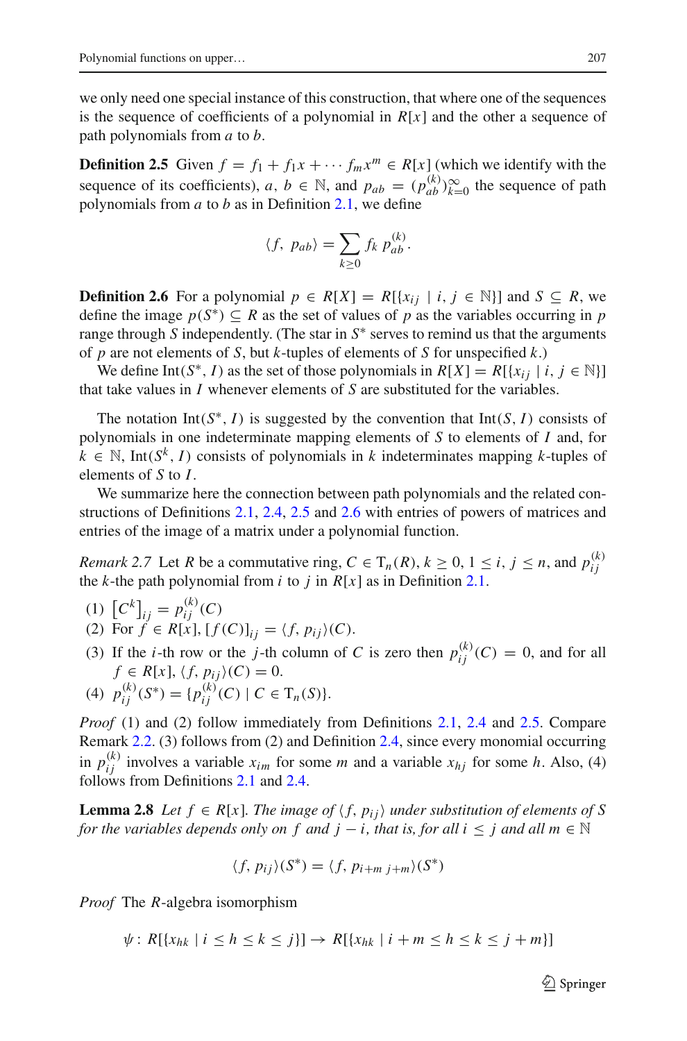we only need one special instance of this construction, that where one of the sequences is the sequence of coefficients of a polynomial in $R[x]$ and the other a sequence of path polynomials from $a$ to $b$.

**Definition 2.5** Given $f = f_1 + f_1 x + \cdots f_m x^m \in R[x]$ (which we identify with the sequence of its coefficients), $a, b \in \mathbb{N}$, and $p_{ab} = (p_{ab}^{(k)})_{k=0}^{\infty}$ the sequence of path polynomials from $a$ to $b$ as in Definition 2.1, we define

$$\langle f, p_{ab} \rangle = \sum_{k \geq 0} f_k \, p_{ab}^{(k)}.$$

**Definition 2.6** For a polynomial $p \in R[X] = R[\{x_{ij} \mid i, j \in \mathbb{N}\}]$ and $S \subseteq R$, we define the image $p(S^*) \subseteq R$ as the set of values of $p$ as the variables occurring in $p$ range through $S$ independently. (The star in $S^*$ serves to remind us that the arguments of $p$ are not elements of $S$, but $k$-tuples of elements of $S$ for unspecified $k$.)

We define $\text{Int}(S^*, I)$ as the set of those polynomials in $R[X] = R[\{x_{ij} \mid i, j \in \mathbb{N}\}]$ that take values in $I$ whenever elements of $S$ are substituted for the variables.

The notation $\text{Int}(S^*, I)$ is suggested by the convention that $\text{Int}(S, I)$ consists of polynomials in one indeterminate mapping elements of $S$ to elements of $I$ and, for $k \in \mathbb{N}$, $\text{Int}(S^k, I)$ consists of polynomials in $k$ indeterminates mapping $k$-tuples of elements of $S$ to $I$.

We summarize here the connection between path polynomials and the related constructions of Definitions 2.1, 2.4, 2.5 and 2.6 with entries of powers of matrices and entries of the image of a matrix under a polynomial function.

*Remark 2.7* Let $R$ be a commutative ring, $C \in \text{T}_n(R)$, $k \geq 0$, $1 \leq i, j \leq n$, and $p_{ij}^{(k)}$ the $k$-the path polynomial from $i$ to $j$ in $R[x]$ as in Definition 2.1.

(1) $\left[C^k\right]_{ij} = p_{ij}^{(k)}(C)$
(2) For $f \in R[x]$, $[f(C)]_{ij} = \langle f, p_{ij} \rangle(C)$.
(3) If the $i$-th row or the $j$-th column of $C$ is zero then $p_{ij}^{(k)}(C) = 0$, and for all $f \in R[x]$, $\langle f, p_{ij} \rangle(C) = 0$.
(4) $p_{ij}^{(k)}(S^*) = \{p_{ij}^{(k)}(C) \mid C \in \text{T}_n(S)\}$.

*Proof* (1) and (2) follow immediately from Definitions 2.1, 2.4 and 2.5. Compare Remark 2.2. (3) follows from (2) and Definition 2.4, since every monomial occurring in $p_{ij}^{(k)}$ involves a variable $x_{im}$ for some $m$ and a variable $x_{hj}$ for some $h$. Also, (4) follows from Definitions 2.1 and 2.4.

**Lemma 2.8** *Let $f \in R[x]$. The image of $\langle f, p_{ij} \rangle$ under substitution of elements of $S$ for the variables depends only on $f$ and $j - i$, that is, for all $i \leq j$ and all $m \in \mathbb{N}$*

$$\langle f, p_{ij} \rangle(S^*) = \langle f, p_{i+m \; j+m} \rangle(S^*)$$

*Proof* The $R$-algebra isomorphism

$$\psi \colon R[\{x_{hk} \mid i \leq h \leq k \leq j\}] \to R[\{x_{hk} \mid i + m \leq h \leq k \leq j + m\}]$$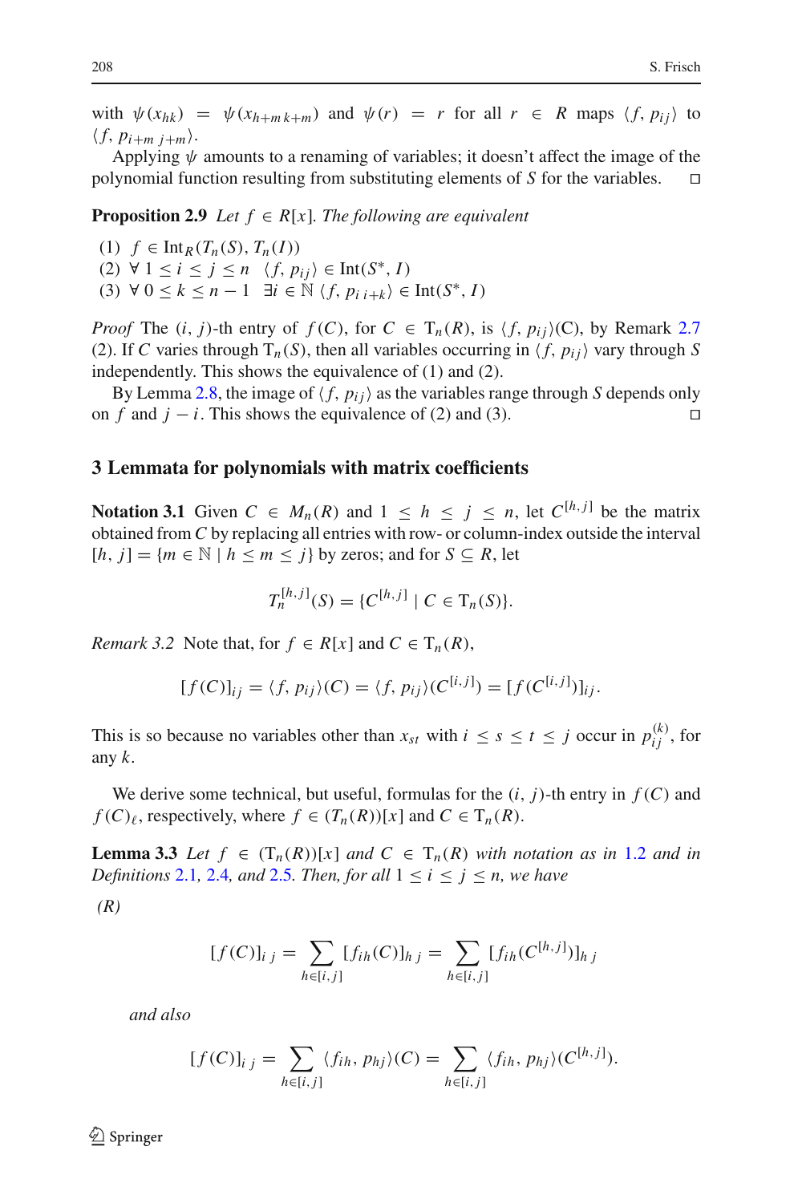with $\psi(x_{hk}) = \psi(x_{h+m\, k+m})$ and $\psi(r) = r$ for all $r \in R$ maps $\langle f, p_{ij}\rangle$ to $\langle f, p_{i+m\; j+m}\rangle$.

Applying $\psi$ amounts to a renaming of variables; it doesn't affect the image of the polynomial function resulting from substituting elements of $S$ for the variables. □

**Proposition 2.9** *Let* $f \in R[x]$*. The following are equivalent*

(1) $f \in \mathrm{Int}_R(T_n(S), T_n(I))$
(2) $\forall\, 1 \le i \le j \le n \quad \langle f, p_{ij}\rangle \in \mathrm{Int}(S^*, I)$
(3) $\forall\, 0 \le k \le n-1 \quad \exists i \in \mathbb{N}\; \langle f, p_{i\; i+k}\rangle \in \mathrm{Int}(S^*, I)$

*Proof* The $(i, j)$-th entry of $f(C)$, for $C \in \mathrm{T}_n(R)$, is $\langle f, p_{ij}\rangle(\mathrm{C})$, by Remark 2.7 (2). If $C$ varies through $\mathrm{T}_n(S)$, then all variables occurring in $\langle f, p_{ij}\rangle$ vary through $S$ independently. This shows the equivalence of (1) and (2).

By Lemma 2.8, the image of $\langle f, p_{ij}\rangle$ as the variables range through $S$ depends only on $f$ and $j-i$. This shows the equivalence of (2) and (3). □

## 3 Lemmata for polynomials with matrix coefficients

**Notation 3.1** Given $C \in M_n(R)$ and $1 \le h \le j \le n$, let $C^{[h,j]}$ be the matrix obtained from $C$ by replacing all entries with row- or column-index outside the interval $[h, j] = \{m \in \mathbb{N} \mid h \le m \le j\}$ by zeros; and for $S \subseteq R$, let

$$T_n^{[h,j]}(S) = \{C^{[h,j]} \mid C \in \mathrm{T}_n(S)\}.$$

*Remark 3.2* Note that, for $f \in R[x]$ and $C \in \mathrm{T}_n(R)$,

$$[f(C)]_{ij} = \langle f, p_{ij}\rangle(C) = \langle f, p_{ij}\rangle(C^{[i,j]}) = [f(C^{[i,j]})]_{ij}.$$

This is so because no variables other than $x_{st}$ with $i \le s \le t \le j$ occur in $p_{ij}^{(k)}$, for any $k$.

We derive some technical, but useful, formulas for the $(i, j)$-th entry in $f(C)$ and $f(C)_\ell$, respectively, where $f \in (T_n(R))[x]$ and $C \in \mathrm{T}_n(R)$.

**Lemma 3.3** *Let* $f \in (\mathrm{T}_n(R))[x]$ *and* $C \in \mathrm{T}_n(R)$ *with notation as in 1.2 and in Definitions 2.1, 2.4, and 2.5. Then, for all* $1 \le i \le j \le n$*, we have*

*(R)*

$$[f(C)]_{i\,j} = \sum_{h\in[i,j]} [f_{ih}(C)]_{h\,j} = \sum_{h\in[i,j]} [f_{ih}(C^{[h,j]})]_{h\,j}$$

*and also*

$$[f(C)]_{i\,j} = \sum_{h\in[i,j]} \langle f_{ih}, p_{hj}\rangle(C) = \sum_{h\in[i,j]} \langle f_{ih}, p_{hj}\rangle(C^{[h,j]}).$$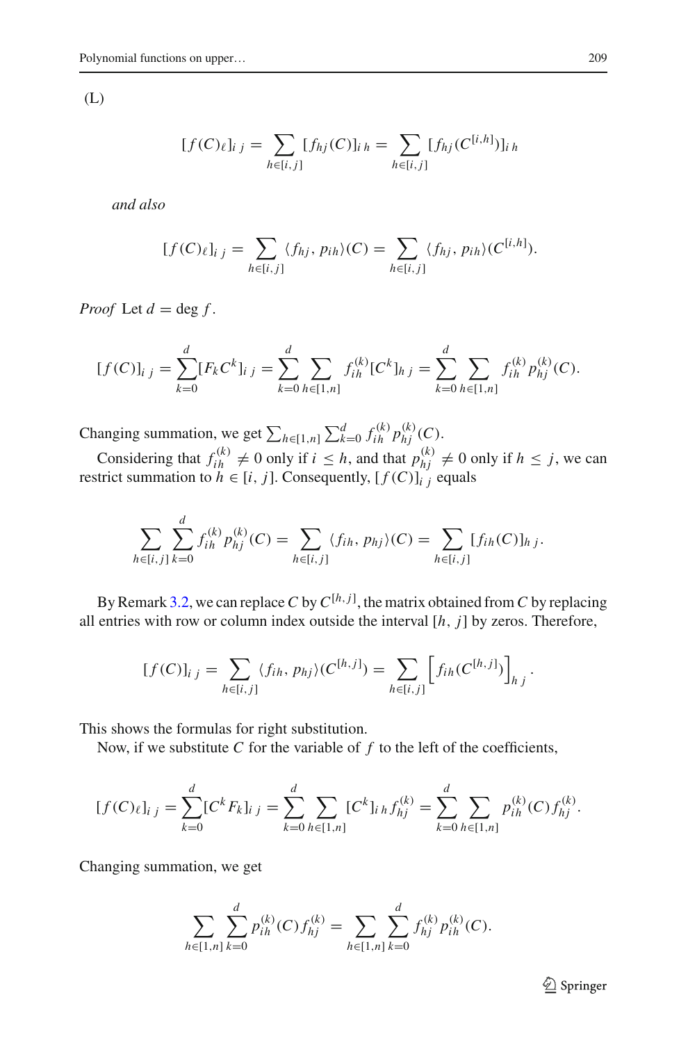(L)

$$[f(C)_\ell]_{i\,j} = \sum_{h\in[i,j]} [f_{hj}(C)]_{i\,h} = \sum_{h\in[i,j]} [f_{hj}(C^{[i,h]})]_{i\,h}$$

*and also*

$$[f(C)_\ell]_{i\,j} = \sum_{h\in[i,j]} \langle f_{hj}, p_{ih}\rangle(C) = \sum_{h\in[i,j]} \langle f_{hj}, p_{ih}\rangle(C^{[i,h]}).$$

*Proof* Let $d = \deg f$.

$$[f(C)]_{i\,j} = \sum_{k=0}^{d}[F_k C^k]_{i\,j} = \sum_{k=0}^{d}\sum_{h\in[1,n]} f_{ih}^{(k)}[C^k]_{h\,j} = \sum_{k=0}^{d}\sum_{h\in[1,n]} f_{ih}^{(k)} p_{hj}^{(k)}(C).$$

Changing summation, we get $\sum_{h\in[1,n]}\sum_{k=0}^{d} f_{ih}^{(k)} p_{hj}^{(k)}(C)$.

Considering that $f_{ih}^{(k)} \neq 0$ only if $i \leq h$, and that $p_{hj}^{(k)} \neq 0$ only if $h \leq j$, we can restrict summation to $h \in [i, j]$. Consequently, $[f(C)]_{i\,j}$ equals

$$\sum_{h\in[i,j]}\sum_{k=0}^{d} f_{ih}^{(k)} p_{hj}^{(k)}(C) = \sum_{h\in[i,j]} \langle f_{ih}, p_{hj}\rangle(C) = \sum_{h\in[i,j]} [f_{ih}(C)]_{h\,j}.$$

By Remark 3.2, we can replace $C$ by $C^{[h,j]}$, the matrix obtained from $C$ by replacing all entries with row or column index outside the interval $[h, j]$ by zeros. Therefore,

$$[f(C)]_{i\,j} = \sum_{h\in[i,j]} \langle f_{ih}, p_{hj}\rangle(C^{[h,j]}) = \sum_{h\in[i,j]} \left[f_{ih}(C^{[h,j]})\right]_{h\,j}.$$

This shows the formulas for right substitution.

Now, if we substitute $C$ for the variable of $f$ to the left of the coefficients,

$$[f(C)_\ell]_{i\,j} = \sum_{k=0}^{d}[C^k F_k]_{i\,j} = \sum_{k=0}^{d}\sum_{h\in[1,n]} [C^k]_{i\,h} f_{hj}^{(k)} = \sum_{k=0}^{d}\sum_{h\in[1,n]} p_{ih}^{(k)}(C) f_{hj}^{(k)}.$$

Changing summation, we get

$$\sum_{h\in[1,n]}\sum_{k=0}^{d} p_{ih}^{(k)}(C) f_{hj}^{(k)} = \sum_{h\in[1,n]}\sum_{k=0}^{d} f_{hj}^{(k)} p_{ih}^{(k)}(C).$$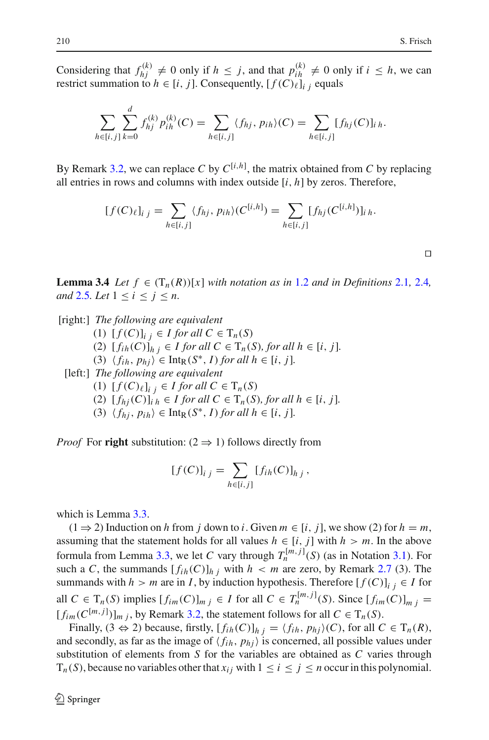Considering that $f^{(k)}_{hj} \neq 0$ only if $h \leq j$, and that $p^{(k)}_{ih} \neq 0$ only if $i \leq h$, we can restrict summation to $h \in [i, j]$. Consequently, $[f(C)_\ell]_{i\,j}$ equals

$$\sum_{h\in[i,j]} \sum_{k=0}^{d} f^{(k)}_{hj}\, p^{(k)}_{ih}(C) = \sum_{h\in[i,j]} \langle f_{hj}, p_{ih}\rangle(C) = \sum_{h\in[i,j]} [f_{hj}(C)]_{i\,h}.$$

By Remark 3.2, we can replace $C$ by $C^{[i,h]}$, the matrix obtained from $C$ by replacing all entries in rows and columns with index outside $[i, h]$ by zeros. Therefore,

$$[f(C)_\ell]_{i\,j} = \sum_{h\in[i,j]} \langle f_{hj}, p_{ih}\rangle(C^{[i,h]}) = \sum_{h\in[i,j]} [f_{hj}(C^{[i,h]})]_{i\,h}.$$

□

**Lemma 3.4** *Let $f \in (\mathrm{T}_n(R))[x]$ with notation as in 1.2 and in Definitions 2.1, 2.4, and 2.5. Let $1 \leq i \leq j \leq n$.*

[right:] *The following are equivalent*

1. $[f(C)]_{i\,j} \in I$ *for all* $C \in \mathrm{T}_n(S)$
2. $[f_{ih}(C)]_{h\,j} \in I$ *for all* $C \in \mathrm{T}_n(S)$, *for all* $h \in [i, j]$.
3. $\langle f_{ih}, p_{hj}\rangle \in \mathrm{Int}_{\mathrm{R}}(S^*, I)$ *for all* $h \in [i, j]$.

[left:] *The following are equivalent*

1. $[f(C)_\ell]_{i\,j} \in I$ *for all* $C \in \mathrm{T}_n(S)$
2. $[f_{hj}(C)]_{i\,h} \in I$ *for all* $C \in \mathrm{T}_n(S)$, *for all* $h \in [i, j]$.
3. $\langle f_{hj}, p_{ih}\rangle \in \mathrm{Int}_{\mathrm{R}}(S^*, I)$ *for all* $h \in [i, j]$.

*Proof* For **right** substitution: ($2 \Rightarrow 1$) follows directly from

$$[f(C)]_{i\,j} = \sum_{h\in[i,j]} [f_{ih}(C)]_{h\,j}\,,$$

which is Lemma 3.3.

($1 \Rightarrow 2$) Induction on $h$ from $j$ down to $i$. Given $m \in [i, j]$, we show (2) for $h = m$, assuming that the statement holds for all values $h \in [i, j]$ with $h > m$. In the above formula from Lemma 3.3, we let $C$ vary through $T_n^{[m,j]}(S)$ (as in Notation 3.1). For such a $C$, the summands $[f_{ih}(C)]_{h\,j}$ with $h < m$ are zero, by Remark 2.7 (3). The summands with $h > m$ are in $I$, by induction hypothesis. Therefore $[f(C)]_{i\,j} \in I$ for all $C \in \mathrm{T}_n(S)$ implies $[f_{im}(C)]_{m\,j} \in I$ for all $C \in T_n^{[m,j]}(S)$. Since $[f_{im}(C)]_{m\,j} = [f_{im}(C^{[m,j]})]_{m\,j}$, by Remark 3.2, the statement follows for all $C \in \mathrm{T}_n(S)$.

Finally, ($3 \Leftrightarrow 2$) because, firstly, $[f_{ih}(C)]_{h\,j} = \langle f_{ih}, p_{hj}\rangle(C)$, for all $C \in \mathrm{T}_n(R)$, and secondly, as far as the image of $\langle f_{ih}, p_{hj}\rangle$ is concerned, all possible values under substitution of elements from $S$ for the variables are obtained as $C$ varies through $\mathrm{T}_n(S)$, because no variables other that $x_{ij}$ with $1 \leq i \leq j \leq n$ occur in this polynomial.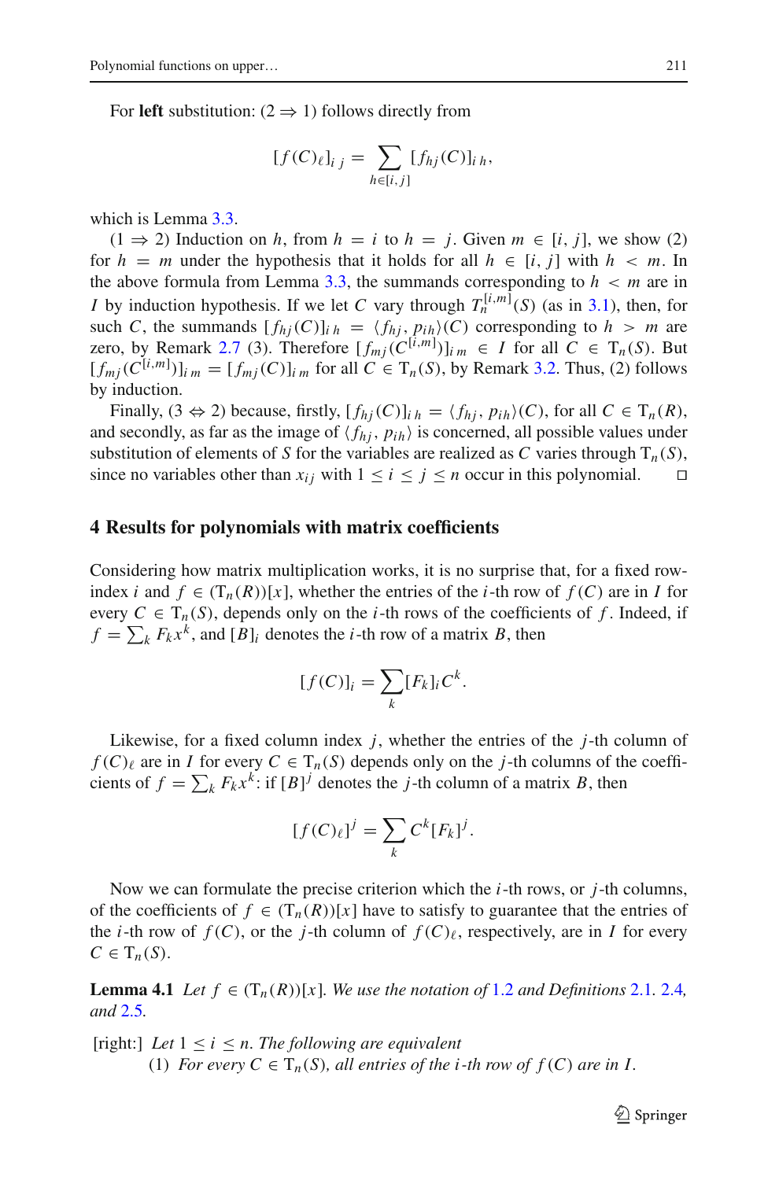For **left** substitution: (2 ⇒ 1) follows directly from

$$[f(C)_\ell]_{i\,j} = \sum_{h\in[i,j]} [f_{hj}(C)]_{i\,h},$$

which is Lemma 3.3.

(1 ⇒ 2) Induction on $h$, from $h = i$ to $h = j$. Given $m \in [i, j]$, we show (2) for $h = m$ under the hypothesis that it holds for all $h \in [i, j]$ with $h < m$. In the above formula from Lemma 3.3, the summands corresponding to $h < m$ are in $I$ by induction hypothesis. If we let $C$ vary through $T_n^{[i,m]}(S)$ (as in 3.1), then, for such $C$, the summands $[f_{hj}(C)]_{i\,h} = \langle f_{hj}, p_{ih}\rangle(C)$ corresponding to $h > m$ are zero, by Remark 2.7 (3). Therefore $[f_{mj}(C^{[i,m]})]_{i\,m} \in I$ for all $C \in \mathrm{T}_n(S)$. But $[f_{mj}(C^{[i,m]})]_{i\,m} = [f_{mj}(C)]_{i\,m}$ for all $C \in \mathrm{T}_n(S)$, by Remark 3.2. Thus, (2) follows by induction.

Finally, (3 ⇔ 2) because, firstly, $[f_{hj}(C)]_{i\,h} = \langle f_{hj}, p_{ih}\rangle(C)$, for all $C \in \mathrm{T}_n(R)$, and secondly, as far as the image of $\langle f_{hj}, p_{ih}\rangle$ is concerned, all possible values under substitution of elements of $S$ for the variables are realized as $C$ varies through $\mathrm{T}_n(S)$, since no variables other than $x_{ij}$ with $1 \le i \le j \le n$ occur in this polynomial. □

## 4 Results for polynomials with matrix coefficients

Considering how matrix multiplication works, it is no surprise that, for a fixed row-index $i$ and $f \in (\mathrm{T}_n(R))[x]$, whether the entries of the $i$-th row of $f(C)$ are in $I$ for every $C \in \mathrm{T}_n(S)$, depends only on the $i$-th rows of the coefficients of $f$. Indeed, if $f = \sum_k F_k x^k$, and $[B]_i$ denotes the $i$-th row of a matrix $B$, then

$$[f(C)]_i = \sum_k [F_k]_i C^k.$$

Likewise, for a fixed column index $j$, whether the entries of the $j$-th column of $f(C)_\ell$ are in $I$ for every $C \in \mathrm{T}_n(S)$ depends only on the $j$-th columns of the coefficients of $f = \sum_k F_k x^k$: if $[B]^j$ denotes the $j$-th column of a matrix $B$, then

$$[f(C)_\ell]^j = \sum_k C^k [F_k]^j.$$

Now we can formulate the precise criterion which the $i$-th rows, or $j$-th columns, of the coefficients of $f \in (\mathrm{T}_n(R))[x]$ have to satisfy to guarantee that the entries of the $i$-th row of $f(C)$, or the $j$-th column of $f(C)_\ell$, respectively, are in $I$ for every $C \in \mathrm{T}_n(S)$.

**Lemma 4.1** *Let $f \in (\mathrm{T}_n(R))[x]$. We use the notation of 1.2 and Definitions 2.1. 2.4, and 2.5.*

[right:] *Let $1 \le i \le n$. The following are equivalent*

(1) *For every $C \in \mathrm{T}_n(S)$, all entries of the $i$-th row of $f(C)$ are in $I$.*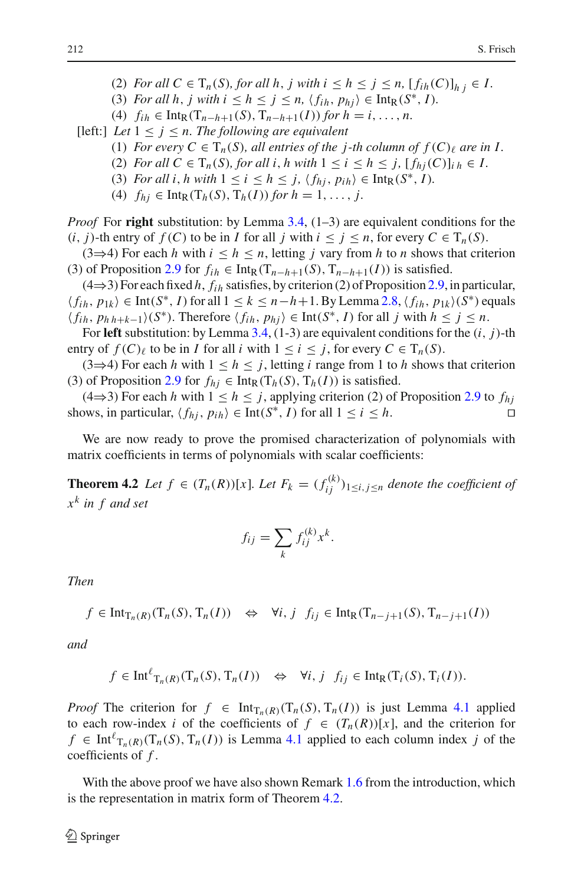(2) *For all* $C \in \mathrm{T}_n(S)$*, for all* $h, j$ *with* $i \le h \le j \le n$*,* $[f_{ih}(C)]_{hj} \in I$*.*
(3) *For all* $h, j$ *with* $i \le h \le j \le n$*,* $\langle f_{ih}, p_{hj}\rangle \in \mathrm{Int}_{\mathrm{R}}(S^*, I)$*.*
(4) $f_{ih} \in \mathrm{Int}_{\mathrm{R}}(\mathrm{T}_{n-h+1}(S), \mathrm{T}_{n-h+1}(I))$ *for* $h = i, \ldots, n$*.*

[left:] *Let* $1 \le j \le n$*. The following are equivalent*

(1) *For every* $C \in \mathrm{T}_n(S)$*, all entries of the* $j$*-th column of* $f(C)_\ell$ *are in* $I$*.*
(2) *For all* $C \in \mathrm{T}_n(S)$*, for all* $i, h$ *with* $1 \le i \le h \le j$*,* $[f_{hj}(C)]_{ih} \in I$*.*
(3) *For all* $i, h$ *with* $1 \le i \le h \le j$*,* $\langle f_{hj}, p_{ih}\rangle \in \mathrm{Int}_{\mathrm{R}}(S^*, I)$*.*
(4) $f_{hj} \in \mathrm{Int}_{\mathrm{R}}(\mathrm{T}_h(S), \mathrm{T}_h(I))$ *for* $h = 1, \ldots, j$*.*

*Proof* For **right** substitution: by Lemma 3.4, (1–3) are equivalent conditions for the $(i, j)$-th entry of $f(C)$ to be in $I$ for all $j$ with $i \le j \le n$, for every $C \in \mathrm{T}_n(S)$.

(3⇒4) For each $h$ with $i \le h \le n$, letting $j$ vary from $h$ to $n$ shows that criterion (3) of Proposition 2.9 for $f_{ih} \in \mathrm{Int}_{\mathrm{R}}(\mathrm{T}_{n-h+1}(S), \mathrm{T}_{n-h+1}(I))$ is satisfied.

(4⇒3) For each fixed $h$, $f_{ih}$ satisfies, by criterion (2) of Proposition 2.9, in particular, $\langle f_{ih}, p_{1k}\rangle \in \mathrm{Int}(S^*, I)$ for all $1 \le k \le n-h+1$. By Lemma 2.8, $\langle f_{ih}, p_{1k}\rangle(S^*)$ equals $\langle f_{ih}, p_{h\,h+k-1}\rangle(S^*)$. Therefore $\langle f_{ih}, p_{hj}\rangle \in \mathrm{Int}(S^*, I)$ for all $j$ with $h \le j \le n$.

For **left** substitution: by Lemma 3.4, (1-3) are equivalent conditions for the $(i, j)$-th entry of $f(C)_\ell$ to be in $I$ for all $i$ with $1 \le i \le j$, for every $C \in \mathrm{T}_n(S)$.

(3⇒4) For each $h$ with $1 \le h \le j$, letting $i$ range from 1 to $h$ shows that criterion (3) of Proposition 2.9 for $f_{hj} \in \mathrm{Int}_{\mathrm{R}}(\mathrm{T}_h(S), \mathrm{T}_h(I))$ is satisfied.

(4⇒3) For each $h$ with $1 \le h \le j$, applying criterion (2) of Proposition 2.9 to $f_{hj}$ shows, in particular, $\langle f_{hj}, p_{ih}\rangle \in \mathrm{Int}(S^*, I)$ for all $1 \le i \le h$. □

We are now ready to prove the promised characterization of polynomials with matrix coefficients in terms of polynomials with scalar coefficients:

**Theorem 4.2** *Let* $f \in (T_n(R))[x]$*. Let* $F_k = (f_{ij}^{(k)})_{1 \le i,j \le n}$ *denote the coefficient of* $x^k$ *in* $f$ *and set*

$$f_{ij} = \sum_k f_{ij}^{(k)} x^k.$$

*Then*

$$f \in \mathrm{Int}_{\mathrm{T}_n(R)}(\mathrm{T}_n(S), \mathrm{T}_n(I)) \quad \Leftrightarrow \quad \forall i, j \quad f_{ij} \in \mathrm{Int}_{\mathrm{R}}(\mathrm{T}_{n-j+1}(S), \mathrm{T}_{n-j+1}(I))$$

*and*

$$f \in {\mathrm{Int}^{\ell}}_{\mathrm{T}_n(R)}(\mathrm{T}_n(S), \mathrm{T}_n(I)) \quad \Leftrightarrow \quad \forall i, j \quad f_{ij} \in \mathrm{Int}_{\mathrm{R}}(\mathrm{T}_i(S), \mathrm{T}_i(I)).$$

*Proof* The criterion for $f \in \mathrm{Int}_{\mathrm{T}_n(R)}(\mathrm{T}_n(S), \mathrm{T}_n(I))$ is just Lemma 4.1 applied to each row-index $i$ of the coefficients of $f \in (T_n(R))[x]$, and the criterion for $f \in {\mathrm{Int}^{\ell}}_{\mathrm{T}_n(R)}(\mathrm{T}_n(S), \mathrm{T}_n(I))$ is Lemma 4.1 applied to each column index $j$ of the coefficients of $f$.

With the above proof we have also shown Remark 1.6 from the introduction, which is the representation in matrix form of Theorem 4.2.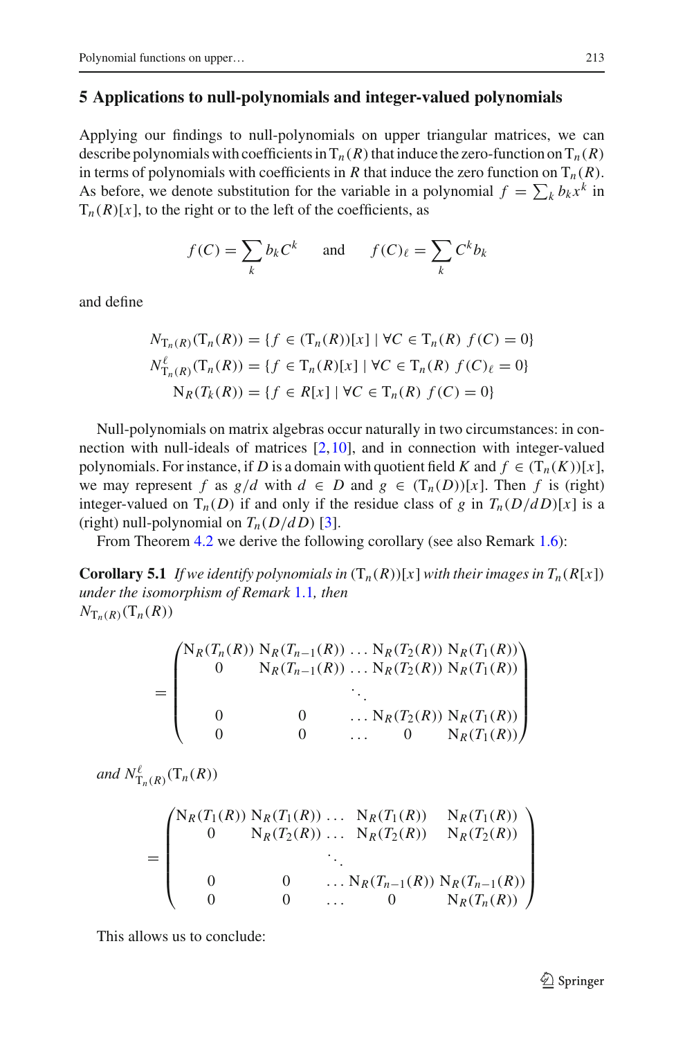## 5 Applications to null-polynomials and integer-valued polynomials

Applying our findings to null-polynomials on upper triangular matrices, we can describe polynomials with coefficients in $\mathrm{T}_n(R)$ that induce the zero-function on $\mathrm{T}_n(R)$ in terms of polynomials with coefficients in $R$ that induce the zero function on $\mathrm{T}_n(R)$. As before, we denote substitution for the variable in a polynomial $f = \sum_k b_k x^k$ in $\mathrm{T}_n(R)[x]$, to the right or to the left of the coefficients, as

$$f(C) = \sum_k b_k C^k \quad \text{ and } \quad f(C)_\ell = \sum_k C^k b_k$$

and define

$$N_{\mathrm{T}_n(R)}(\mathrm{T}_n(R)) = \{f \in (\mathrm{T}_n(R))[x] \mid \forall C \in \mathrm{T}_n(R)\ f(C) = 0\}$$
$$N^\ell_{\mathrm{T}_n(R)}(\mathrm{T}_n(R)) = \{f \in \mathrm{T}_n(R)[x] \mid \forall C \in \mathrm{T}_n(R)\ f(C)_\ell = 0\}$$
$$\mathrm{N}_R(T_k(R)) = \{f \in R[x] \mid \forall C \in \mathrm{T}_n(R)\ f(C) = 0\}$$

Null-polynomials on matrix algebras occur naturally in two circumstances: in connection with null-ideals of matrices [2,10], and in connection with integer-valued polynomials. For instance, if $D$ is a domain with quotient field $K$ and $f \in (\mathrm{T}_n(K))[x]$, we may represent $f$ as $g/d$ with $d \in D$ and $g \in (\mathrm{T}_n(D))[x]$. Then $f$ is (right) integer-valued on $\mathrm{T}_n(D)$ if and only if the residue class of $g$ in $T_n(D/dD)[x]$ is a (right) null-polynomial on $T_n(D/dD)$ [3].

From Theorem 4.2 we derive the following corollary (see also Remark 1.6):

**Corollary 5.1** *If we identify polynomials in* $(\mathrm{T}_n(R))[x]$ *with their images in* $T_n(R[x])$ *under the isomorphism of Remark 1.1, then*
$N_{\mathrm{T}_n(R)}(\mathrm{T}_n(R))$

$$= \begin{pmatrix} \mathrm{N}_R(T_n(R)) & \mathrm{N}_R(T_{n-1}(R)) & \dots & \mathrm{N}_R(T_2(R)) & \mathrm{N}_R(T_1(R)) \\ 0 & \mathrm{N}_R(T_{n-1}(R)) & \dots & \mathrm{N}_R(T_2(R)) & \mathrm{N}_R(T_1(R)) \\ & & \ddots & & \\ 0 & 0 & \dots & \mathrm{N}_R(T_2(R)) & \mathrm{N}_R(T_1(R)) \\ 0 & 0 & \dots & 0 & \mathrm{N}_R(T_1(R)) \end{pmatrix}$$

*and* $N^\ell_{\mathrm{T}_n(R)}(\mathrm{T}_n(R))$

$$= \begin{pmatrix} \mathrm{N}_R(T_1(R)) & \mathrm{N}_R(T_1(R)) & \dots & \mathrm{N}_R(T_1(R)) & \mathrm{N}_R(T_1(R)) \\ 0 & \mathrm{N}_R(T_2(R)) & \dots & \mathrm{N}_R(T_2(R)) & \mathrm{N}_R(T_2(R)) \\ & & \ddots & & \\ 0 & 0 & \dots & \mathrm{N}_R(T_{n-1}(R)) & \mathrm{N}_R(T_{n-1}(R)) \\ 0 & 0 & \dots & 0 & \mathrm{N}_R(T_n(R)) \end{pmatrix}$$

This allows us to conclude: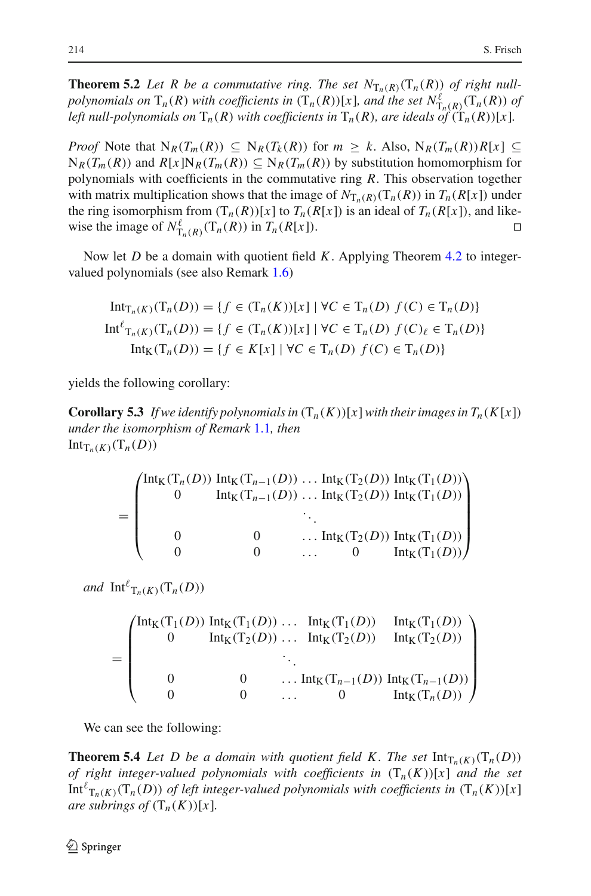**Theorem 5.2** *Let $R$ be a commutative ring. The set $N_{\mathrm{T}_n(R)}(\mathrm{T}_n(R))$ of right null-polynomials on $\mathrm{T}_n(R)$ with coefficients in $(\mathrm{T}_n(R))[x]$, and the set $N^{\ell}_{\mathrm{T}_n(R)}(\mathrm{T}_n(R))$ of left null-polynomials on $\mathrm{T}_n(R)$ with coefficients in $\mathrm{T}_n(R)$, are ideals of $(\mathrm{T}_n(R))[x]$.*

*Proof* Note that $\mathrm{N}_R(T_m(R)) \subseteq \mathrm{N}_R(T_k(R))$ for $m \geq k$. Also, $\mathrm{N}_R(T_m(R))R[x] \subseteq \mathrm{N}_R(T_m(R))$ and $R[x]\mathrm{N}_R(T_m(R)) \subseteq \mathrm{N}_R(T_m(R))$ by substitution homomorphism for polynomials with coefficients in the commutative ring $R$. This observation together with matrix multiplication shows that the image of $N_{\mathrm{T}_n(R)}(\mathrm{T}_n(R))$ in $T_n(R[x])$ under the ring isomorphism from $(\mathrm{T}_n(R))[x]$ to $T_n(R[x])$ is an ideal of $T_n(R[x])$, and likewise the image of $N^{\ell}_{\mathrm{T}_n(R)}(\mathrm{T}_n(R))$ in $T_n(R[x])$. □

Now let $D$ be a domain with quotient field $K$. Applying Theorem 4.2 to integer-valued polynomials (see also Remark 1.6)

$$\mathrm{Int}_{\mathrm{T}_n(K)}(\mathrm{T}_n(D)) = \{f \in (\mathrm{T}_n(K))[x] \mid \forall C \in \mathrm{T}_n(D)\ f(C) \in \mathrm{T}_n(D)\}$$
$$\mathrm{Int}^{\ell}{}_{\mathrm{T}_n(K)}(\mathrm{T}_n(D)) = \{f \in (\mathrm{T}_n(K))[x] \mid \forall C \in \mathrm{T}_n(D)\ f(C)_{\ell} \in \mathrm{T}_n(D)\}$$
$$\mathrm{Int}_{\mathrm{K}}(\mathrm{T}_n(D)) = \{f \in K[x] \mid \forall C \in \mathrm{T}_n(D)\ f(C) \in \mathrm{T}_n(D)\}$$

yields the following corollary:

**Corollary 5.3** *If we identify polynomials in $(\mathrm{T}_n(K))[x]$ with their images in $T_n(K[x])$ under the isomorphism of Remark 1.1, then*
$\mathrm{Int}_{\mathrm{T}_n(K)}(\mathrm{T}_n(D))$

$$= \begin{pmatrix} \mathrm{Int}_{\mathrm{K}}(\mathrm{T}_n(D)) & \mathrm{Int}_{\mathrm{K}}(\mathrm{T}_{n-1}(D)) & \ldots & \mathrm{Int}_{\mathrm{K}}(\mathrm{T}_2(D)) & \mathrm{Int}_{\mathrm{K}}(\mathrm{T}_1(D)) \\ 0 & \mathrm{Int}_{\mathrm{K}}(\mathrm{T}_{n-1}(D)) & \ldots & \mathrm{Int}_{\mathrm{K}}(\mathrm{T}_2(D)) & \mathrm{Int}_{\mathrm{K}}(\mathrm{T}_1(D)) \\ & & \ddots & & \\ 0 & 0 & \ldots & \mathrm{Int}_{\mathrm{K}}(\mathrm{T}_2(D)) & \mathrm{Int}_{\mathrm{K}}(\mathrm{T}_1(D)) \\ 0 & 0 & \ldots & 0 & \mathrm{Int}_{\mathrm{K}}(\mathrm{T}_1(D)) \end{pmatrix}$$

*and* $\mathrm{Int}^{\ell}{}_{\mathrm{T}_n(K)}(\mathrm{T}_n(D))$

$$= \begin{pmatrix} \mathrm{Int}_{\mathrm{K}}(\mathrm{T}_1(D)) & \mathrm{Int}_{\mathrm{K}}(\mathrm{T}_1(D)) & \ldots & \mathrm{Int}_{\mathrm{K}}(\mathrm{T}_1(D)) & \mathrm{Int}_{\mathrm{K}}(\mathrm{T}_1(D)) \\ 0 & \mathrm{Int}_{\mathrm{K}}(\mathrm{T}_2(D)) & \ldots & \mathrm{Int}_{\mathrm{K}}(\mathrm{T}_2(D)) & \mathrm{Int}_{\mathrm{K}}(\mathrm{T}_2(D)) \\ & & \ddots & & \\ 0 & 0 & \ldots & \mathrm{Int}_{\mathrm{K}}(\mathrm{T}_{n-1}(D)) & \mathrm{Int}_{\mathrm{K}}(\mathrm{T}_{n-1}(D)) \\ 0 & 0 & \ldots & 0 & \mathrm{Int}_{\mathrm{K}}(\mathrm{T}_n(D)) \end{pmatrix}$$

We can see the following:

**Theorem 5.4** *Let $D$ be a domain with quotient field $K$. The set $\mathrm{Int}_{\mathrm{T}_n(K)}(\mathrm{T}_n(D))$ of right integer-valued polynomials with coefficients in $(\mathrm{T}_n(K))[x]$ and the set $\mathrm{Int}^{\ell}{}_{\mathrm{T}_n(K)}(\mathrm{T}_n(D))$ of left integer-valued polynomials with coefficients in $(\mathrm{T}_n(K))[x]$ are subrings of $(\mathrm{T}_n(K))[x]$.*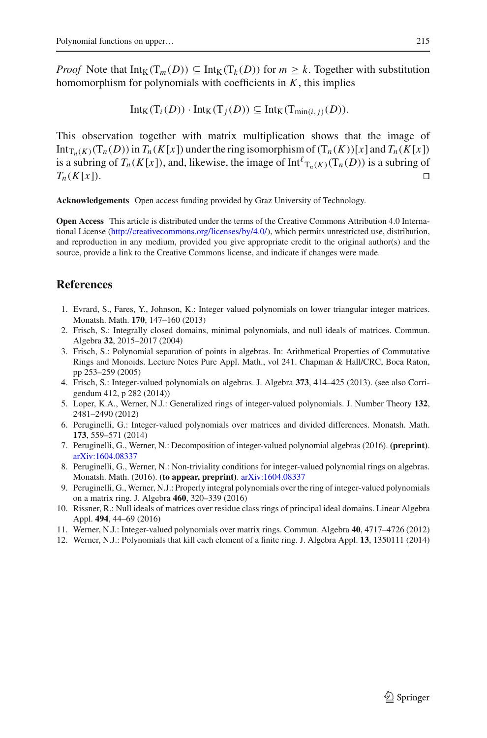*Proof* Note that $\mathrm{Int}_{\mathrm{K}}(\mathrm{T}_m(D)) \subseteq \mathrm{Int}_{\mathrm{K}}(\mathrm{T}_k(D))$ for $m \geq k$. Together with substitution homomorphism for polynomials with coefficients in $K$, this implies

$$\mathrm{Int}_{\mathrm{K}}(\mathrm{T}_i(D)) \cdot \mathrm{Int}_{\mathrm{K}}(\mathrm{T}_j(D)) \subseteq \mathrm{Int}_{\mathrm{K}}(\mathrm{T}_{\min(i,j)}(D)).$$

This observation together with matrix multiplication shows that the image of $\mathrm{Int}_{\mathrm{T}_n(K)}(\mathrm{T}_n(D))$ in $T_n(K[x])$ under the ring isomorphism of $(\mathrm{T}_n(K))[x]$ and $T_n(K[x])$ is a subring of $T_n(K[x])$, and, likewise, the image of $\mathrm{Int}^{\ell}{}_{\mathrm{T}_n(K)}(\mathrm{T}_n(D))$ is a subring of $T_n(K[x])$. □

**Acknowledgements** Open access funding provided by Graz University of Technology.

**Open Access** This article is distributed under the terms of the Creative Commons Attribution 4.0 International License (http://creativecommons.org/licenses/by/4.0/), which permits unrestricted use, distribution, and reproduction in any medium, provided you give appropriate credit to the original author(s) and the source, provide a link to the Creative Commons license, and indicate if changes were made.

## References

1. Evrard, S., Fares, Y., Johnson, K.: Integer valued polynomials on lower triangular integer matrices. Monatsh. Math. **170**, 147–160 (2013)
2. Frisch, S.: Integrally closed domains, minimal polynomials, and null ideals of matrices. Commun. Algebra **32**, 2015–2017 (2004)
3. Frisch, S.: Polynomial separation of points in algebras. In: Arithmetical Properties of Commutative Rings and Monoids. Lecture Notes Pure Appl. Math., vol 241. Chapman & Hall/CRC, Boca Raton, pp 253–259 (2005)
4. Frisch, S.: Integer-valued polynomials on algebras. J. Algebra **373**, 414–425 (2013). (see also Corrigendum 412, p 282 (2014))
5. Loper, K.A., Werner, N.J.: Generalized rings of integer-valued polynomials. J. Number Theory **132**, 2481–2490 (2012)
6. Peruginelli, G.: Integer-valued polynomials over matrices and divided differences. Monatsh. Math. **173**, 559–571 (2014)
7. Peruginelli, G., Werner, N.: Decomposition of integer-valued polynomial algebras (2016). **(preprint)**. arXiv:1604.08337
8. Peruginelli, G., Werner, N.: Non-triviality conditions for integer-valued polynomial rings on algebras. Monatsh. Math. (2016). **(to appear, preprint)**. arXiv:1604.08337
9. Peruginelli, G., Werner, N.J.: Properly integral polynomials over the ring of integer-valued polynomials on a matrix ring. J. Algebra **460**, 320–339 (2016)
10. Rissner, R.: Null ideals of matrices over residue class rings of principal ideal domains. Linear Algebra Appl. **494**, 44–69 (2016)
11. Werner, N.J.: Integer-valued polynomials over matrix rings. Commun. Algebra **40**, 4717–4726 (2012)
12. Werner, N.J.: Polynomials that kill each element of a finite ring. J. Algebra Appl. **13**, 1350111 (2014)